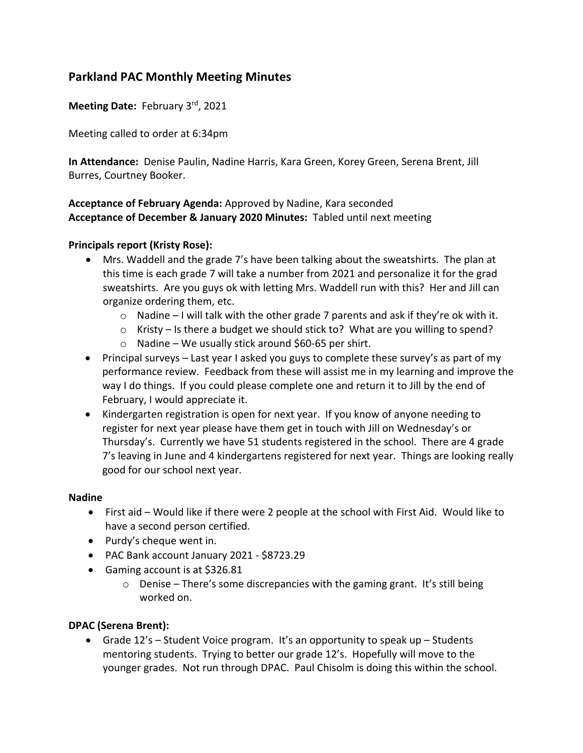## Parkland PAC Monthly Meeting Minutes

**Meeting Date:** February 3rd, 2021

Meeting called to order at 6:34pm

**In Attendance:** Denise Paulin, Nadine Harris, Kara Green, Korey Green, Serena Brent, Jill Burres, Courtney Booker.

**Acceptance of February Agenda:** Approved by Nadine, Kara seconded
**Acceptance of December & January 2020 Minutes:** Tabled until next meeting

**Principals report (Kristy Rose):**

- Mrs. Waddell and the grade 7's have been talking about the sweatshirts. The plan at this time is each grade 7 will take a number from 2021 and personalize it for the grad sweatshirts. Are you guys ok with letting Mrs. Waddell run with this? Her and Jill can organize ordering them, etc.
  - Nadine – I will talk with the other grade 7 parents and ask if they're ok with it.
  - Kristy – Is there a budget we should stick to? What are you willing to spend?
  - Nadine – We usually stick around $60-65 per shirt.
- Principal surveys – Last year I asked you guys to complete these survey's as part of my performance review. Feedback from these will assist me in my learning and improve the way I do things. If you could please complete one and return it to Jill by the end of February, I would appreciate it.
- Kindergarten registration is open for next year. If you know of anyone needing to register for next year please have them get in touch with Jill on Wednesday's or Thursday's. Currently we have 51 students registered in the school. There are 4 grade 7's leaving in June and 4 kindergartens registered for next year. Things are looking really good for our school next year.

**Nadine**

- First aid – Would like if there were 2 people at the school with First Aid. Would like to have a second person certified.
- Purdy's cheque went in.
- PAC Bank account January 2021 - $8723.29
- Gaming account is at $326.81
  - Denise – There's some discrepancies with the gaming grant. It's still being worked on.

**DPAC (Serena Brent):**

- Grade 12's – Student Voice program. It's an opportunity to speak up – Students mentoring students. Trying to better our grade 12's. Hopefully will move to the younger grades. Not run through DPAC. Paul Chisolm is doing this within the school.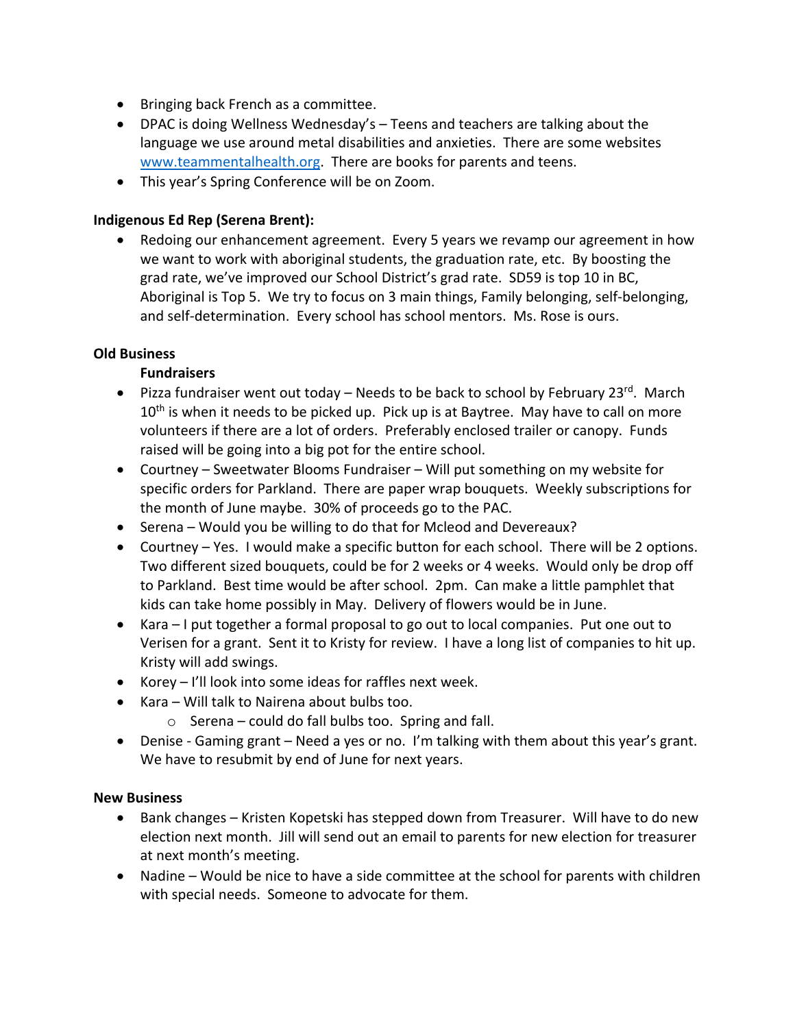- Bringing back French as a committee.
- DPAC is doing Wellness Wednesday's – Teens and teachers are talking about the language we use around metal disabilities and anxieties. There are some websites [www.teammentalhealth.org](www.teammentalhealth.org). There are books for parents and teens.
- This year's Spring Conference will be on Zoom.

**Indigenous Ed Rep (Serena Brent):**

- Redoing our enhancement agreement. Every 5 years we revamp our agreement in how we want to work with aboriginal students, the graduation rate, etc. By boosting the grad rate, we've improved our School District's grad rate. SD59 is top 10 in BC, Aboriginal is Top 5. We try to focus on 3 main things, Family belonging, self-belonging, and self-determination. Every school has school mentors. Ms. Rose is ours.

**Old Business**

**Fundraisers**

- Pizza fundraiser went out today – Needs to be back to school by February 23rd. March 10th is when it needs to be picked up. Pick up is at Baytree. May have to call on more volunteers if there are a lot of orders. Preferably enclosed trailer or canopy. Funds raised will be going into a big pot for the entire school.
- Courtney – Sweetwater Blooms Fundraiser – Will put something on my website for specific orders for Parkland. There are paper wrap bouquets. Weekly subscriptions for the month of June maybe. 30% of proceeds go to the PAC.
- Serena – Would you be willing to do that for Mcleod and Devereaux?
- Courtney – Yes. I would make a specific button for each school. There will be 2 options. Two different sized bouquets, could be for 2 weeks or 4 weeks. Would only be drop off to Parkland. Best time would be after school. 2pm. Can make a little pamphlet that kids can take home possibly in May. Delivery of flowers would be in June.
- Kara – I put together a formal proposal to go out to local companies. Put one out to Verisen for a grant. Sent it to Kristy for review. I have a long list of companies to hit up. Kristy will add swings.
- Korey – I'll look into some ideas for raffles next week.
- Kara – Will talk to Nairena about bulbs too.
    - Serena – could do fall bulbs too. Spring and fall.
- Denise - Gaming grant – Need a yes or no. I'm talking with them about this year's grant. We have to resubmit by end of June for next years.

**New Business**

- Bank changes – Kristen Kopetski has stepped down from Treasurer. Will have to do new election next month. Jill will send out an email to parents for new election for treasurer at next month's meeting.
- Nadine – Would be nice to have a side committee at the school for parents with children with special needs. Someone to advocate for them.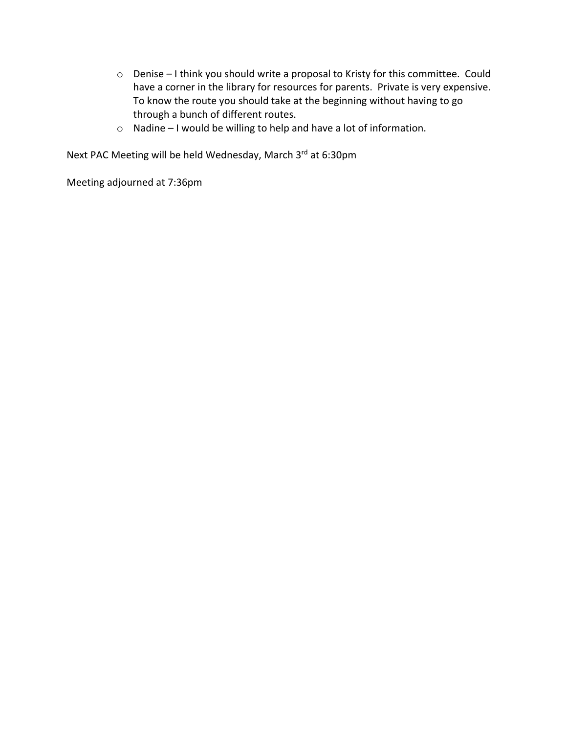- Denise – I think you should write a proposal to Kristy for this committee. Could have a corner in the library for resources for parents. Private is very expensive. To know the route you should take at the beginning without having to go through a bunch of different routes.
- Nadine – I would be willing to help and have a lot of information.

Next PAC Meeting will be held Wednesday, March 3rd at 6:30pm

Meeting adjourned at 7:36pm